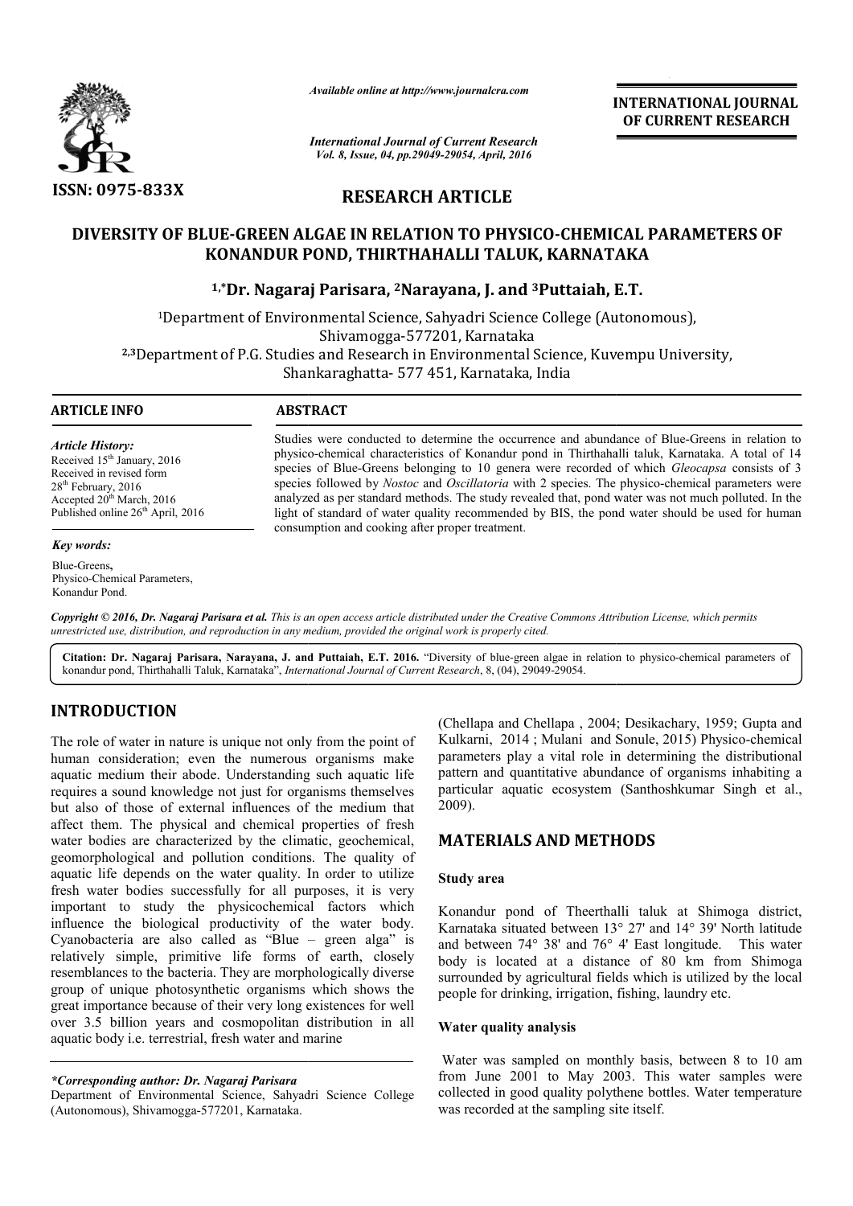# RESEARCH ARTICLE

## DIVERSITY OF BLUE-GREEN ALGAE IN RELATION TO PHYSICO-CHEMICAL PARAMETERS OF KONANDUR POND, THIRTHAHALLI TALUK, KARNATAKA

**[1,*]Dr. Nagaraj Parisara, [2]Narayana, J. and [3]Puttaiah, E.T.**

[1]Department of Environmental Science, Sahyadri Science College (Autonomous), Shivamogga-577201, Karnataka

[2,3]Department of P.G. Studies and Research in Environmental Science, Kuvempu University, Shankaraghatta- 577 451, Karnataka, India

**ARTICLE INFO**

*Article History:*
Received 15th January, 2016
Received in revised form 28th February, 2016
Accepted 20th March, 2016
Published online 26th April, 2016

*Key words:*
Blue-Greens,
Physico-Chemical Parameters,
Konandur Pond.

**ABSTRACT**

Studies were conducted to determine the occurrence and abundance of Blue-Greens in relation to physico-chemical characteristics of Konandur pond in Thirthahalli taluk, Karnataka. A total of 14 species of Blue-Greens belonging to 10 genera were recorded of which *Gleocapsa* consists of 3 species followed by *Nostoc* and *Oscillatoria* with 2 species. The physico-chemical parameters were analyzed as per standard methods. The study revealed that, pond water was not much polluted. In the light of standard of water quality recommended by BIS, the pond water should be used for human consumption and cooking after proper treatment.

*Copyright © 2016, Dr. Nagaraj Parisara et al. This is an open access article distributed under the Creative Commons Attribution License, which permits unrestricted use, distribution, and reproduction in any medium, provided the original work is properly cited.*

**Citation: Dr. Nagaraj Parisara, Narayana, J. and Puttaiah, E.T. 2016.** "Diversity of blue-green algae in relation to physico-chemical parameters of konandur pond, Thirthahalli Taluk, Karnataka", *International Journal of Current Research*, 8, (04), 29049-29054.

## INTRODUCTION

The role of water in nature is unique not only from the point of human consideration; even the numerous organisms make aquatic medium their abode. Understanding such aquatic life requires a sound knowledge not just for organisms themselves but also of those of external influences of the medium that affect them. The physical and chemical properties of fresh water bodies are characterized by the climatic, geochemical, geomorphological and pollution conditions. The quality of aquatic life depends on the water quality. In order to utilize fresh water bodies successfully for all purposes, it is very important to study the physicochemical factors which influence the biological productivity of the water body. Cyanobacteria are also called as "Blue – green alga" is relatively simple, primitive life forms of earth, closely resemblances to the bacteria. They are morphologically diverse group of unique photosynthetic organisms which shows the great importance because of their very long existences for well over 3.5 billion years and cosmopolitan distribution in all aquatic body i.e. terrestrial, fresh water and marine (Chellapa and Chellapa , 2004; Desikachary, 1959; Gupta and Kulkarni, 2014 ; Mulani and Sonule, 2015) Physico-chemical parameters play a vital role in determining the distributional pattern and quantitative abundance of organisms inhabiting a particular aquatic ecosystem (Santhoshkumar Singh et al., 2009).

*\*Corresponding author: Dr. Nagaraj Parisara*
Department of Environmental Science, Sahyadri Science College (Autonomous), Shivamogga-577201, Karnataka.

## MATERIALS AND METHODS

### Study area

Konandur pond of Theerthalli taluk at Shimoga district, Karnataka situated between 13° 27' and 14° 39' North latitude and between 74° 38' and 76° 4' East longitude. This water body is located at a distance of 80 km from Shimoga surrounded by agricultural fields which is utilized by the local people for drinking, irrigation, fishing, laundry etc.

### Water quality analysis

Water was sampled on monthly basis, between 8 to 10 am from June 2001 to May 2003. This water samples were collected in good quality polythene bottles. Water temperature was recorded at the sampling site itself.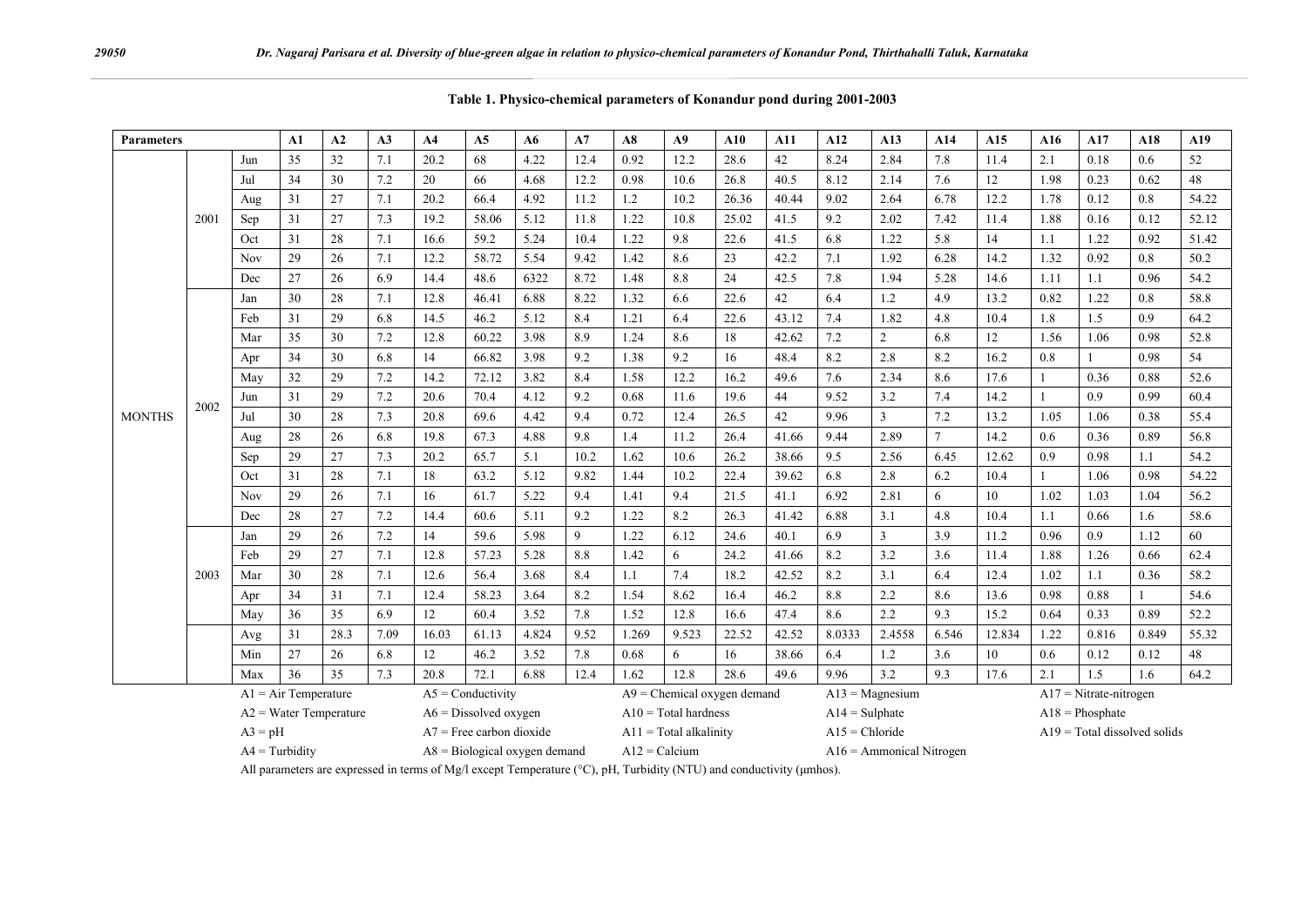**Table 1. Physico-chemical parameters of Konandur pond during 2001-2003**

| Parameters | | | A1 | A2 | A3 | A4 | A5 | A6 | A7 | A8 | A9 | A10 | A11 | A12 | A13 | A14 | A15 | A16 | A17 | A18 | A19 |
|---|---|---|---|---|---|---|---|---|---|---|---|---|---|---|---|---|---|---|---|---|---|
| MONTHS | 2001 | Jun | 35 | 32 | 7.1 | 20.2 | 68 | 4.22 | 12.4 | 0.92 | 12.2 | 28.6 | 42 | 8.24 | 2.84 | 7.8 | 11.4 | 2.1 | 0.18 | 0.6 | 52 |
| | | Jul | 34 | 30 | 7.2 | 20 | 66 | 4.68 | 12.2 | 0.98 | 10.6 | 26.8 | 40.5 | 8.12 | 2.14 | 7.6 | 12 | 1.98 | 0.23 | 0.62 | 48 |
| | | Aug | 31 | 27 | 7.1 | 20.2 | 66.4 | 4.92 | 11.2 | 1.2 | 10.2 | 26.36 | 40.44 | 9.02 | 2.64 | 6.78 | 12.2 | 1.78 | 0.12 | 0.8 | 54.22 |
| | | Sep | 31 | 27 | 7.3 | 19.2 | 58.06 | 5.12 | 11.8 | 1.22 | 10.8 | 25.02 | 41.5 | 9.2 | 2.02 | 7.42 | 11.4 | 1.88 | 0.16 | 0.12 | 52.12 |
| | | Oct | 31 | 28 | 7.1 | 16.6 | 59.2 | 5.24 | 10.4 | 1.22 | 9.8 | 22.6 | 41.5 | 6.8 | 1.22 | 5.8 | 14 | 1.1 | 1.22 | 0.92 | 51.42 |
| | | Nov | 29 | 26 | 7.1 | 12.2 | 58.72 | 5.54 | 9.42 | 1.42 | 8.6 | 23 | 42.2 | 7.1 | 1.92 | 6.28 | 14.2 | 1.32 | 0.92 | 0.8 | 50.2 |
| | | Dec | 27 | 26 | 6.9 | 14.4 | 48.6 | 6322 | 8.72 | 1.48 | 8.8 | 24 | 42.5 | 7.8 | 1.94 | 5.28 | 14.6 | 1.11 | 1.1 | 0.96 | 54.2 |
| | 2002 | Jan | 30 | 28 | 7.1 | 12.8 | 46.41 | 6.88 | 8.22 | 1.32 | 6.6 | 22.6 | 42 | 6.4 | 1.2 | 4.9 | 13.2 | 0.82 | 1.22 | 0.8 | 58.8 |
| | | Feb | 31 | 29 | 6.8 | 14.5 | 46.2 | 5.12 | 8.4 | 1.21 | 6.4 | 22.6 | 43.12 | 7.4 | 1.82 | 4.8 | 10.4 | 1.8 | 1.5 | 0.9 | 64.2 |
| | | Mar | 35 | 30 | 7.2 | 12.8 | 60.22 | 3.98 | 8.9 | 1.24 | 8.6 | 18 | 42.62 | 7.2 | 2 | 6.8 | 12 | 1.56 | 1.06 | 0.98 | 52.8 |
| | | Apr | 34 | 30 | 6.8 | 14 | 66.82 | 3.98 | 9.2 | 1.38 | 9.2 | 16 | 48.4 | 8.2 | 2.8 | 8.2 | 16.2 | 0.8 | 1 | 0.98 | 54 |
| | | May | 32 | 29 | 7.2 | 14.2 | 72.12 | 3.82 | 8.4 | 1.58 | 12.2 | 16.2 | 49.6 | 7.6 | 2.34 | 8.6 | 17.6 | 1 | 0.36 | 0.88 | 52.6 |
| | | Jun | 31 | 29 | 7.2 | 20.6 | 70.4 | 4.12 | 9.2 | 0.68 | 11.6 | 19.6 | 44 | 9.52 | 3.2 | 7.4 | 14.2 | 1 | 0.9 | 0.99 | 60.4 |
| | | Jul | 30 | 28 | 7.3 | 20.8 | 69.6 | 4.42 | 9.4 | 0.72 | 12.4 | 26.5 | 42 | 9.96 | 3 | 7.2 | 13.2 | 1.05 | 1.06 | 0.38 | 55.4 |
| | | Aug | 28 | 26 | 6.8 | 19.8 | 67.3 | 4.88 | 9.8 | 1.4 | 11.2 | 26.4 | 41.66 | 9.44 | 2.89 | 7 | 14.2 | 0.6 | 0.36 | 0.89 | 56.8 |
| | | Sep | 29 | 27 | 7.3 | 20.2 | 65.7 | 5.1 | 10.2 | 1.62 | 10.6 | 26.2 | 38.66 | 9.5 | 2.56 | 6.45 | 12.62 | 0.9 | 0.98 | 1.1 | 54.2 |
| | | Oct | 31 | 28 | 7.1 | 18 | 63.2 | 5.12 | 9.82 | 1.44 | 10.2 | 22.4 | 39.62 | 6.8 | 2.8 | 6.2 | 10.4 | 1 | 1.06 | 0.98 | 54.22 |
| | | Nov | 29 | 26 | 7.1 | 16 | 61.7 | 5.22 | 9.4 | 1.41 | 9.4 | 21.5 | 41.1 | 6.92 | 2.81 | 6 | 10 | 1.02 | 1.03 | 1.04 | 56.2 |
| | | Dec | 28 | 27 | 7.2 | 14.4 | 60.6 | 5.11 | 9.2 | 1.22 | 8.2 | 26.3 | 41.42 | 6.88 | 3.1 | 4.8 | 10.4 | 1.1 | 0.66 | 1.6 | 58.6 |
| | 2003 | Jan | 29 | 26 | 7.2 | 14 | 59.6 | 5.98 | 9 | 1.22 | 6.12 | 24.6 | 40.1 | 6.9 | 3 | 3.9 | 11.2 | 0.96 | 0.9 | 1.12 | 60 |
| | | Feb | 29 | 27 | 7.1 | 12.8 | 57.23 | 5.28 | 8.8 | 1.42 | 6 | 24.2 | 41.66 | 8.2 | 3.2 | 3.6 | 11.4 | 1.88 | 1.26 | 0.66 | 62.4 |
| | | Mar | 30 | 28 | 7.1 | 12.6 | 56.4 | 3.68 | 8.4 | 1.1 | 7.4 | 18.2 | 42.52 | 8.2 | 3.1 | 6.4 | 12.4 | 1.02 | 1.1 | 0.36 | 58.2 |
| | | Apr | 34 | 31 | 7.1 | 12.4 | 58.23 | 3.64 | 8.2 | 1.54 | 8.62 | 16.4 | 46.2 | 8.8 | 2.2 | 8.6 | 13.6 | 0.98 | 0.88 | 1 | 54.6 |
| | | May | 36 | 35 | 6.9 | 12 | 60.4 | 3.52 | 7.8 | 1.52 | 12.8 | 16.6 | 47.4 | 8.6 | 2.2 | 9.3 | 15.2 | 0.64 | 0.33 | 0.89 | 52.2 |
| | | Avg | 31 | 28.3 | 7.09 | 16.03 | 61.13 | 4.824 | 9.52 | 1.269 | 9.523 | 22.52 | 42.52 | 8.0333 | 2.4558 | 6.546 | 12.834 | 1.22 | 0.816 | 0.849 | 55.32 |
| | | Min | 27 | 26 | 6.8 | 12 | 46.2 | 3.52 | 7.8 | 0.68 | 6 | 16 | 38.66 | 6.4 | 1.2 | 3.6 | 10 | 0.6 | 0.12 | 0.12 | 48 |
| | | Max | 36 | 35 | 7.3 | 20.8 | 72.1 | 6.88 | 12.4 | 1.62 | 12.8 | 28.6 | 49.6 | 9.96 | 3.2 | 9.3 | 17.6 | 2.1 | 1.5 | 1.6 | 64.2 |

A1 = Air Temperature; A2 = Water Temperature; A3 = pH; A4 = Turbidity; A5 = Conductivity; A6 = Dissolved oxygen; A7 = Free carbon dioxide; A8 = Biological oxygen demand; A9 = Chemical oxygen demand; A10 = Total hardness; A11 = Total alkalinity; A12 = Calcium; A13 = Magnesium; A14 = Sulphate; A15 = Chloride; A16 = Ammonical Nitrogen; A17 = Nitrate-nitrogen; A18 = Phosphate; A19 = Total dissolved solids

All parameters are expressed in terms of Mg/l except Temperature (°C), pH, Turbidity (NTU) and conductivity (μmhos).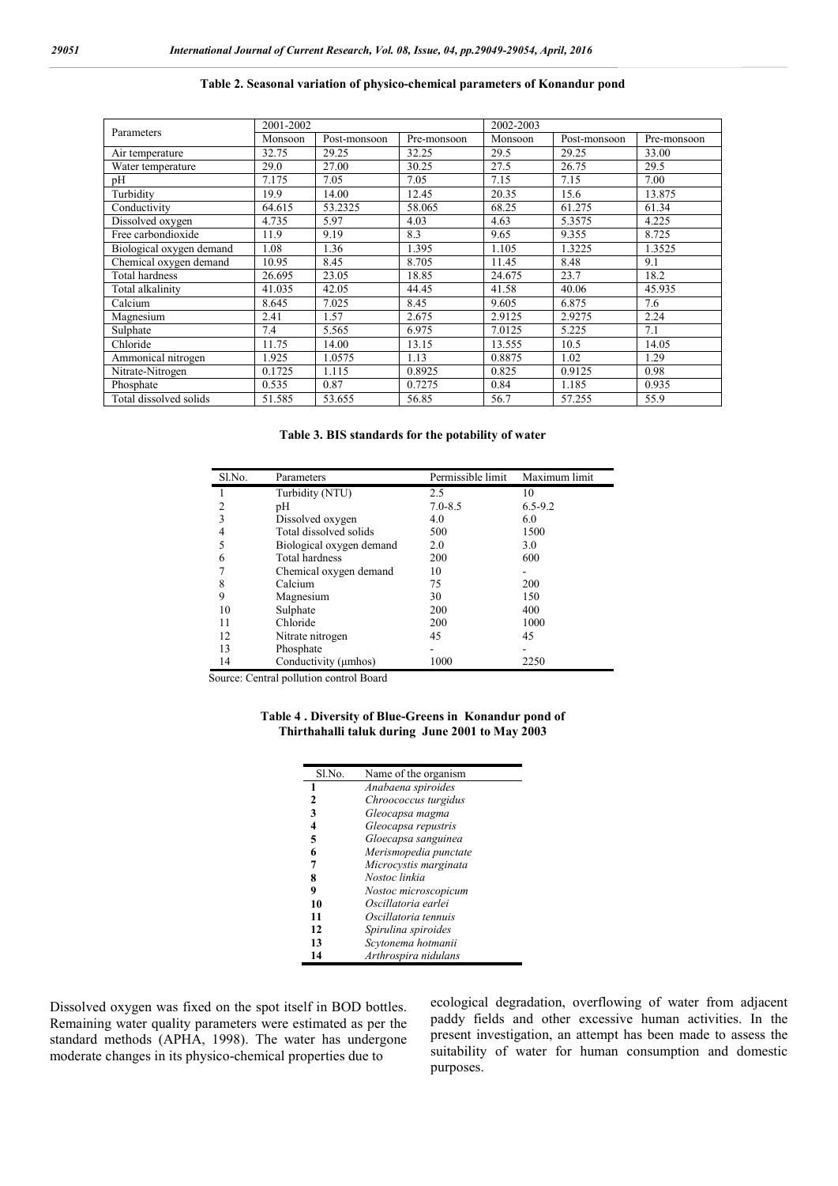**Table 2. Seasonal variation of physico-chemical parameters of Konandur pond**

| Parameters | 2001-2002 | | | 2002-2003 | | |
|---|---|---|---|---|---|---|
| | Monsoon | Post-monsoon | Pre-monsoon | Monsoon | Post-monsoon | Pre-monsoon |
| Air temperature | 32.75 | 29.25 | 32.25 | 29.5 | 29.25 | 33.00 |
| Water temperature | 29.0 | 27.00 | 30.25 | 27.5 | 26.75 | 29.5 |
| pH | 7.175 | 7.05 | 7.05 | 7.15 | 7.15 | 7.00 |
| Turbidity | 19.9 | 14.00 | 12.45 | 20.35 | 15.6 | 13.875 |
| Conductivity | 64.615 | 53.2325 | 58.065 | 68.25 | 61.275 | 61.34 |
| Dissolved oxygen | 4.735 | 5.97 | 4.03 | 4.63 | 5.3575 | 4.225 |
| Free carbondioxide | 11.9 | 9.19 | 8.3 | 9.65 | 9.355 | 8.725 |
| Biological oxygen demand | 1.08 | 1.36 | 1.395 | 1.105 | 1.3225 | 1.3525 |
| Chemical oxygen demand | 10.95 | 8.45 | 8.705 | 11.45 | 8.48 | 9.1 |
| Total hardness | 26.695 | 23.05 | 18.85 | 24.675 | 23.7 | 18.2 |
| Total alkalinity | 41.035 | 42.05 | 44.45 | 41.58 | 40.06 | 45.935 |
| Calcium | 8.645 | 7.025 | 8.45 | 9.605 | 6.875 | 7.6 |
| Magnesium | 2.41 | 1.57 | 2.675 | 2.9125 | 2.9275 | 2.24 |
| Sulphate | 7.4 | 5.565 | 6.975 | 7.0125 | 5.225 | 7.1 |
| Chloride | 11.75 | 14.00 | 13.15 | 13.555 | 10.5 | 14.05 |
| Ammonical nitrogen | 1.925 | 1.0575 | 1.13 | 0.8875 | 1.02 | 1.29 |
| Nitrate-Nitrogen | 0.1725 | 1.115 | 0.8925 | 0.825 | 0.9125 | 0.98 |
| Phosphate | 0.535 | 0.87 | 0.7275 | 0.84 | 1.185 | 0.935 |
| Total dissolved solids | 51.585 | 53.655 | 56.85 | 56.7 | 57.255 | 55.9 |

**Table 3. BIS standards for the potability of water**

| Sl.No. | Parameters | Permissible limit | Maximum limit |
|---|---|---|---|
| 1 | Turbidity (NTU) | 2.5 | 10 |
| 2 | pH | 7.0-8.5 | 6.5-9.2 |
| 3 | Dissolved oxygen | 4.0 | 6.0 |
| 4 | Total dissolved solids | 500 | 1500 |
| 5 | Biological oxygen demand | 2.0 | 3.0 |
| 6 | Total hardness | 200 | 600 |
| 7 | Chemical oxygen demand | 10 | - |
| 8 | Calcium | 75 | 200 |
| 9 | Magnesium | 30 | 150 |
| 10 | Sulphate | 200 | 400 |
| 11 | Chloride | 200 | 1000 |
| 12 | Nitrate nitrogen | 45 | 45 |
| 13 | Phosphate | - | - |
| 14 | Conductivity (μmhos) | 1000 | 2250 |

Source: Central pollution control Board

**Table 4 . Diversity of Blue-Greens in Konandur pond of Thirthahalli taluk during June 2001 to May 2003**

| Sl.No. | Name of the organism |
|---|---|
| **1** | *Anabaena spiroides* |
| **2** | *Chroococcus turgidus* |
| **3** | *Gleocapsa magma* |
| **4** | *Gleocapsa repustris* |
| **5** | *Gloecapsa sanguinea* |
| **6** | *Merismopedia punctate* |
| **7** | *Microcystis marginata* |
| **8** | *Nostoc linkia* |
| **9** | *Nostoc microscopicum* |
| **10** | *Oscillatoria earlei* |
| **11** | *Oscillatoria tennuis* |
| **12** | *Spirulina spiroides* |
| **13** | *Scytonema hotmanii* |
| **14** | *Arthrospira nidulans* |

Dissolved oxygen was fixed on the spot itself in BOD bottles. Remaining water quality parameters were estimated as per the standard methods (APHA, 1998). The water has undergone moderate changes in its physico-chemical properties due to ecological degradation, overflowing of water from adjacent paddy fields and other excessive human activities. In the present investigation, an attempt has been made to assess the suitability of water for human consumption and domestic purposes.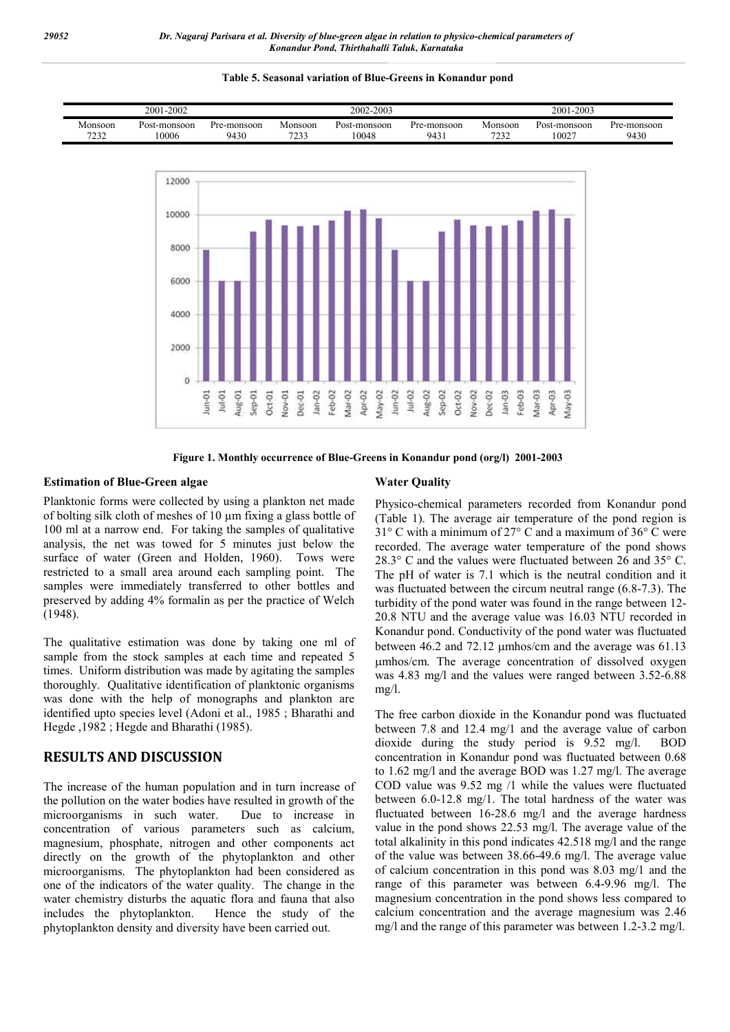**Table 5. Seasonal variation of Blue-Greens in Konandur pond**

| 2001-2002 | | | 2002-2003 | | | 2001-2003 | | |
|---|---|---|---|---|---|---|---|---|
| Monsoon | Post-monsoon | Pre-monsoon | Monsoon | Post-monsoon | Pre-monsoon | Monsoon | Post-monsoon | Pre-monsoon |
| 7232 | 10006 | 9430 | 7233 | 10048 | 9431 | 7232 | 10027 | 9430 |

**Figure 1. Monthly occurrence of Blue-Greens in Konandur pond (org/l) 2001-2003**

### Estimation of Blue-Green algae

Planktonic forms were collected by using a plankton net made of bolting silk cloth of meshes of 10 µm fixing a glass bottle of 100 ml at a narrow end. For taking the samples of qualitative analysis, the net was towed for 5 minutes just below the surface of water (Green and Holden, 1960). Tows were restricted to a small area around each sampling point. The samples were immediately transferred to other bottles and preserved by adding 4% formalin as per the practice of Welch (1948).

The qualitative estimation was done by taking one ml of sample from the stock samples at each time and repeated 5 times. Uniform distribution was made by agitating the samples thoroughly. Qualitative identification of planktonic organisms was done with the help of monographs and plankton are identified upto species level (Adoni et al., 1985 ; Bharathi and Hegde ,1982 ; Hegde and Bharathi (1985).

## RESULTS AND DISCUSSION

The increase of the human population and in turn increase of the pollution on the water bodies have resulted in growth of the microorganisms in such water. Due to increase in concentration of various parameters such as calcium, magnesium, phosphate, nitrogen and other components act directly on the growth of the phytoplankton and other microorganisms. The phytoplankton had been considered as one of the indicators of the water quality. The change in the water chemistry disturbs the aquatic flora and fauna that also includes the phytoplankton. Hence the study of the phytoplankton density and diversity have been carried out.

### Water Quality

Physico-chemical parameters recorded from Konandur pond (Table 1). The average air temperature of the pond region is 31° C with a minimum of 27° C and a maximum of 36° C were recorded. The average water temperature of the pond shows 28.3° C and the values were fluctuated between 26 and 35° C. The pH of water is 7.1 which is the neutral condition and it was fluctuated between the circum neutral range (6.8-7.3). The turbidity of the pond water was found in the range between 12-20.8 NTU and the average value was 16.03 NTU recorded in Konandur pond. Conductivity of the pond water was fluctuated between 46.2 and 72.12 µmhos/cm and the average was 61.13 µmhos/cm. The average concentration of dissolved oxygen was 4.83 mg/l and the values were ranged between 3.52-6.88 mg/l.

The free carbon dioxide in the Konandur pond was fluctuated between 7.8 and 12.4 mg/l and the average value of carbon dioxide during the study period is 9.52 mg/l. BOD concentration in Konandur pond was fluctuated between 0.68 to 1.62 mg/l and the average BOD was 1.27 mg/l. The average COD value was 9.52 mg /1 while the values were fluctuated between 6.0-12.8 mg/1. The total hardness of the water was fluctuated between 16-28.6 mg/l and the average hardness value in the pond shows 22.53 mg/l. The average value of the total alkalinity in this pond indicates 42.518 mg/l and the range of the value was between 38.66-49.6 mg/l. The average value of calcium concentration in this pond was 8.03 mg/1 and the range of this parameter was between 6.4-9.96 mg/l. The magnesium concentration in the pond shows less compared to calcium concentration and the average magnesium was 2.46 mg/l and the range of this parameter was between 1.2-3.2 mg/l.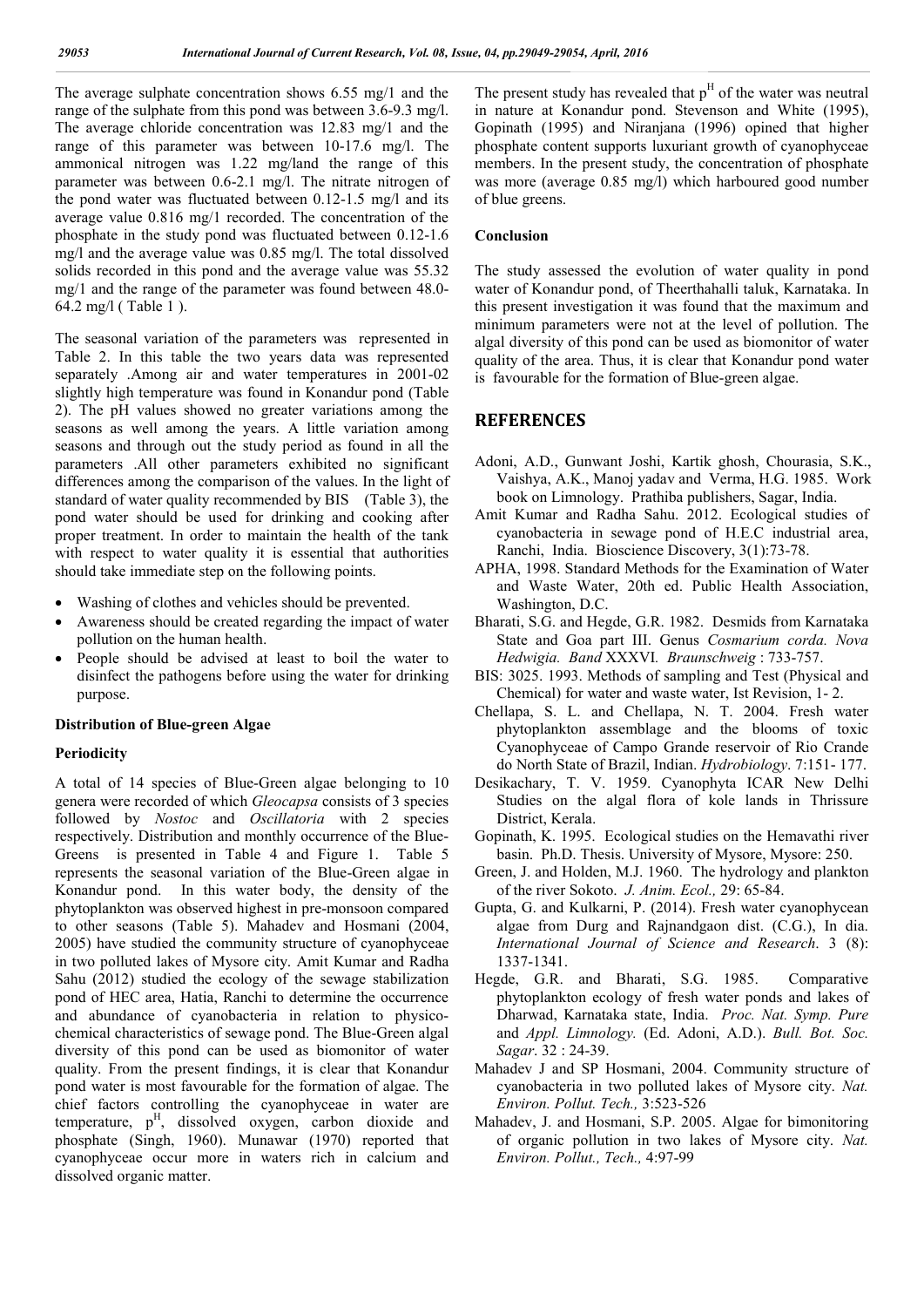The average sulphate concentration shows 6.55 mg/1 and the range of the sulphate from this pond was between 3.6-9.3 mg/l. The average chloride concentration was 12.83 mg/1 and the range of this parameter was between 10-17.6 mg/l. The ammonical nitrogen was 1.22 mg/land the range of this parameter was between 0.6-2.1 mg/l. The nitrate nitrogen of the pond water was fluctuated between 0.12-1.5 mg/l and its average value 0.816 mg/1 recorded. The concentration of the phosphate in the study pond was fluctuated between 0.12-1.6 mg/l and the average value was 0.85 mg/l. The total dissolved solids recorded in this pond and the average value was 55.32 mg/1 and the range of the parameter was found between 48.0-64.2 mg/l ( Table 1 ).

The seasonal variation of the parameters was represented in Table 2. In this table the two years data was represented separately .Among air and water temperatures in 2001-02 slightly high temperature was found in Konandur pond (Table 2). The pH values showed no greater variations among the seasons as well among the years. A little variation among seasons and through out the study period as found in all the parameters .All other parameters exhibited no significant differences among the comparison of the values. In the light of standard of water quality recommended by BIS (Table 3), the pond water should be used for drinking and cooking after proper treatment. In order to maintain the health of the tank with respect to water quality it is essential that authorities should take immediate step on the following points.

- Washing of clothes and vehicles should be prevented.
- Awareness should be created regarding the impact of water pollution on the human health.
- People should be advised at least to boil the water to disinfect the pathogens before using the water for drinking purpose.

### Distribution of Blue-green Algae

#### Periodicity

A total of 14 species of Blue-Green algae belonging to 10 genera were recorded of which *Gleocapsa* consists of 3 species followed by *Nostoc* and *Oscillatoria* with 2 species respectively. Distribution and monthly occurrence of the Blue-Greens is presented in Table 4 and Figure 1. Table 5 represents the seasonal variation of the Blue-Green algae in Konandur pond. In this water body, the density of the phytoplankton was observed highest in pre-monsoon compared to other seasons (Table 5). Mahadev and Hosmani (2004, 2005) have studied the community structure of cyanophyceae in two polluted lakes of Mysore city. Amit Kumar and Radha Sahu (2012) studied the ecology of the sewage stabilization pond of HEC area, Hatia, Ranchi to determine the occurrence and abundance of cyanobacteria in relation to physico-chemical characteristics of sewage pond. The Blue-Green algal diversity of this pond can be used as biomonitor of water quality. From the present findings, it is clear that Konandur pond water is most favourable for the formation of algae. The chief factors controlling the cyanophyceae in water are temperature, $p^H$, dissolved oxygen, carbon dioxide and phosphate (Singh, 1960). Munawar (1970) reported that cyanophyceae occur more in waters rich in calcium and dissolved organic matter.

The present study has revealed that $p^H$ of the water was neutral in nature at Konandur pond. Stevenson and White (1995), Gopinath (1995) and Niranjana (1996) opined that higher phosphate content supports luxuriant growth of cyanophyceae members. In the present study, the concentration of phosphate was more (average 0.85 mg/l) which harboured good number of blue greens.

### Conclusion

The study assessed the evolution of water quality in pond water of Konandur pond, of Theerthahalli taluk, Karnataka. In this present investigation it was found that the maximum and minimum parameters were not at the level of pollution. The algal diversity of this pond can be used as biomonitor of water quality of the area. Thus, it is clear that Konandur pond water is favourable for the formation of Blue-green algae.

## REFERENCES

Adoni, A.D., Gunwant Joshi, Kartik ghosh, Chourasia, S.K., Vaishya, A.K., Manoj yadav and Verma, H.G. 1985. Work book on Limnology. Prathiba publishers, Sagar, India.

Amit Kumar and Radha Sahu. 2012. Ecological studies of cyanobacteria in sewage pond of H.E.C industrial area, Ranchi, India. Bioscience Discovery, 3(1):73-78.

APHA, 1998. Standard Methods for the Examination of Water and Waste Water, 20th ed. Public Health Association, Washington, D.C.

Bharati, S.G. and Hegde, G.R. 1982. Desmids from Karnataka State and Goa part III. Genus *Cosmarium corda. Nova Hedwigia. Band* XXXVI*. Braunschweig* : 733-757.

BIS: 3025. 1993. Methods of sampling and Test (Physical and Chemical) for water and waste water, Ist Revision, 1- 2.

Chellapa, S. L. and Chellapa, N. T. 2004. Fresh water phytoplankton assemblage and the blooms of toxic Cyanophyceae of Campo Grande reservoir of Rio Crande do North State of Brazil, Indian. *Hydrobiology*. 7:151- 177.

Desikachary, T. V. 1959. Cyanophyta ICAR New Delhi Studies on the algal flora of kole lands in Thrissure District, Kerala.

Gopinath, K. 1995. Ecological studies on the Hemavathi river basin. Ph.D. Thesis. University of Mysore, Mysore: 250.

Green, J. and Holden, M.J. 1960. The hydrology and plankton of the river Sokoto. *J. Anim. Ecol.,* 29: 65-84.

Gupta, G. and Kulkarni, P. (2014). Fresh water cyanophycean algae from Durg and Rajnandgaon dist. (C.G.), In dia. *International Journal of Science and Research*. 3 (8): 1337-1341.

Hegde, G.R. and Bharati, S.G. 1985. Comparative phytoplankton ecology of fresh water ponds and lakes of Dharwad, Karnataka state, India. *Proc. Nat. Symp. Pure* and *Appl. Limnology.* (Ed. Adoni, A.D.). *Bull. Bot. Soc. Sagar*. 32 : 24-39.

Mahadev J and SP Hosmani, 2004. Community structure of cyanobacteria in two polluted lakes of Mysore city. *Nat. Environ. Pollut. Tech.,* 3:523-526

Mahadev, J. and Hosmani, S.P. 2005. Algae for bimonitoring of organic pollution in two lakes of Mysore city. *Nat. Environ. Pollut., Tech.,* 4:97-99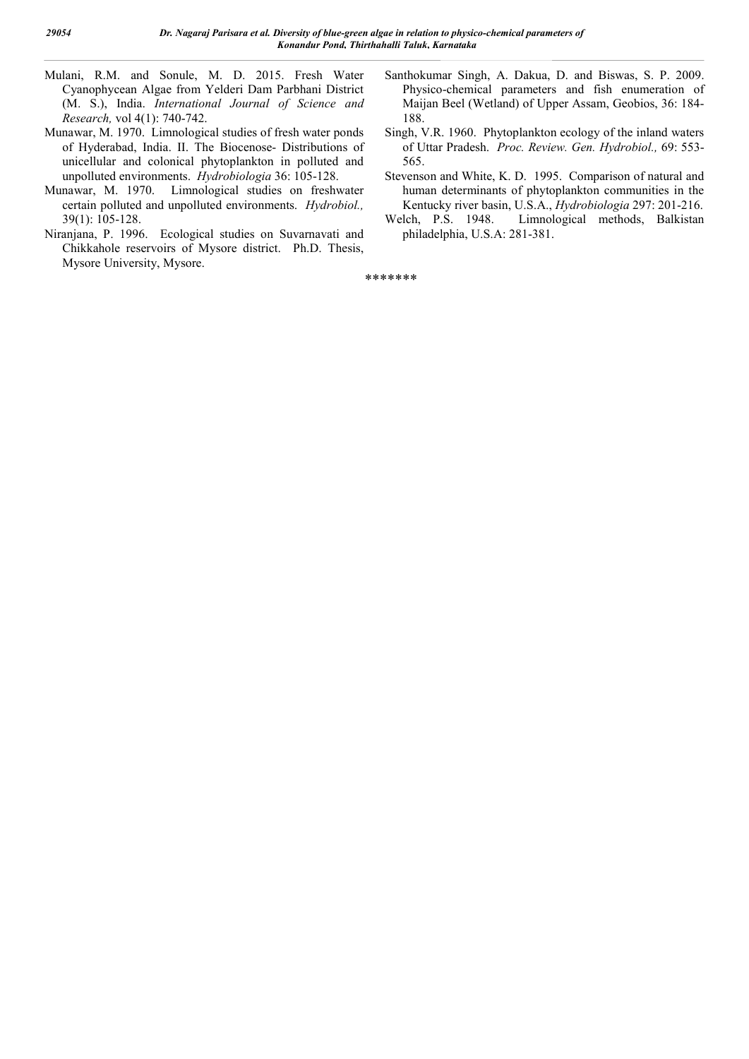Mulani, R.M. and Sonule, M. D. 2015. Fresh Water Cyanophycean Algae from Yelderi Dam Parbhani District (M. S.), India. *International Journal of Science and Research,* vol 4(1): 740-742.

Munawar, M. 1970. Limnological studies of fresh water ponds of Hyderabad, India. II. The Biocenose- Distributions of unicellular and colonical phytoplankton in polluted and unpolluted environments. *Hydrobiologia* 36: 105-128.

Munawar, M. 1970. Limnological studies on freshwater certain polluted and unpolluted environments. *Hydrobiol.,* 39(1): 105-128.

Niranjana, P. 1996. Ecological studies on Suvarnavati and Chikkahole reservoirs of Mysore district. Ph.D. Thesis, Mysore University, Mysore.

Santhokumar Singh, A. Dakua, D. and Biswas, S. P. 2009. Physico-chemical parameters and fish enumeration of Maijan Beel (Wetland) of Upper Assam, Geobios, 36: 184-188.

Singh, V.R. 1960. Phytoplankton ecology of the inland waters of Uttar Pradesh. *Proc. Review. Gen. Hydrobiol.,* 69: 553-565.

Stevenson and White, K. D. 1995. Comparison of natural and human determinants of phytoplankton communities in the Kentucky river basin, U.S.A., *Hydrobiologia* 297: 201-216.

Welch, P.S. 1948. Limnological methods, Balkistan philadelphia, U.S.A: 281-381.

*******